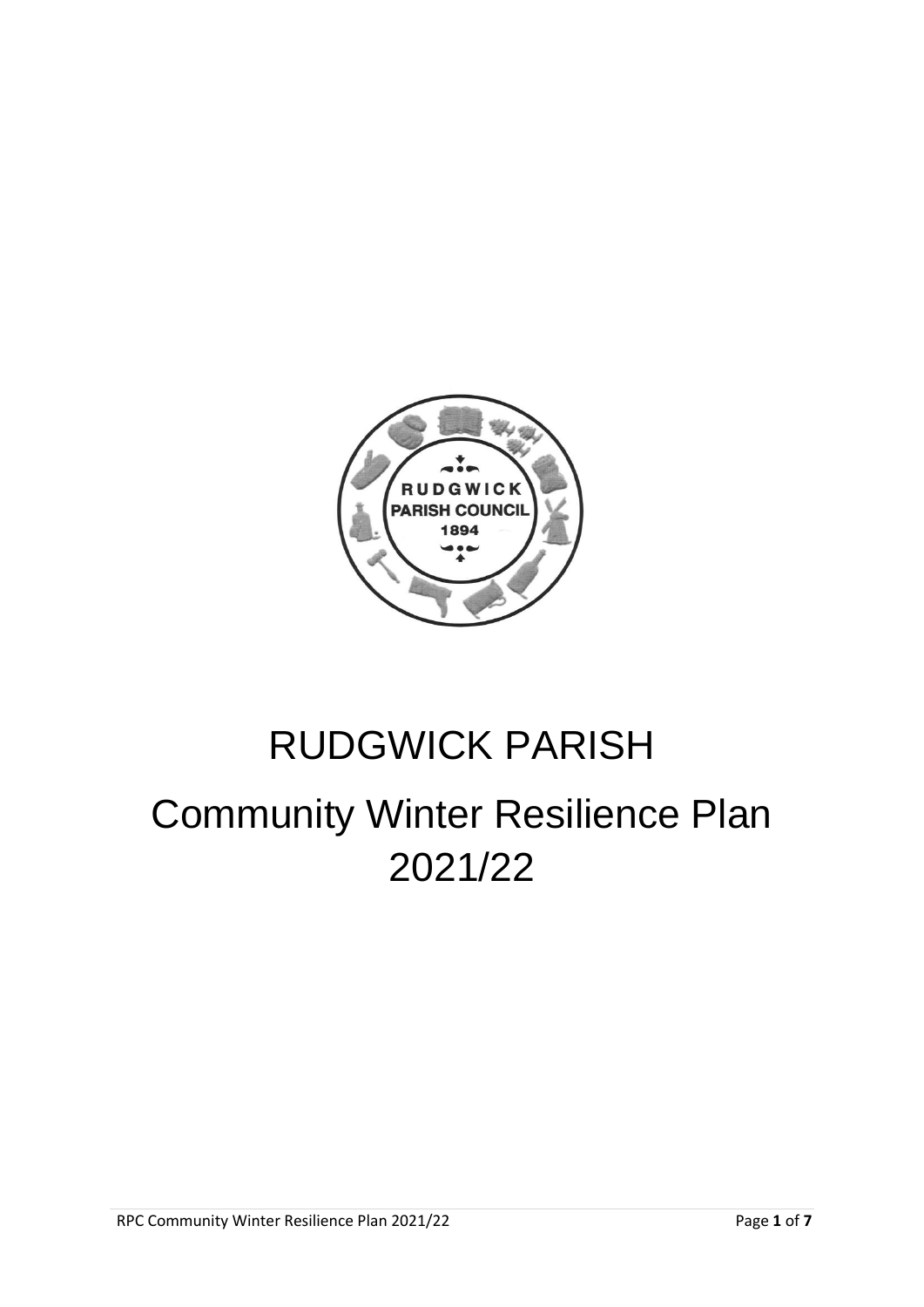# RUDGWICK PARISH

# Community Winter Resilience Plan 2021/22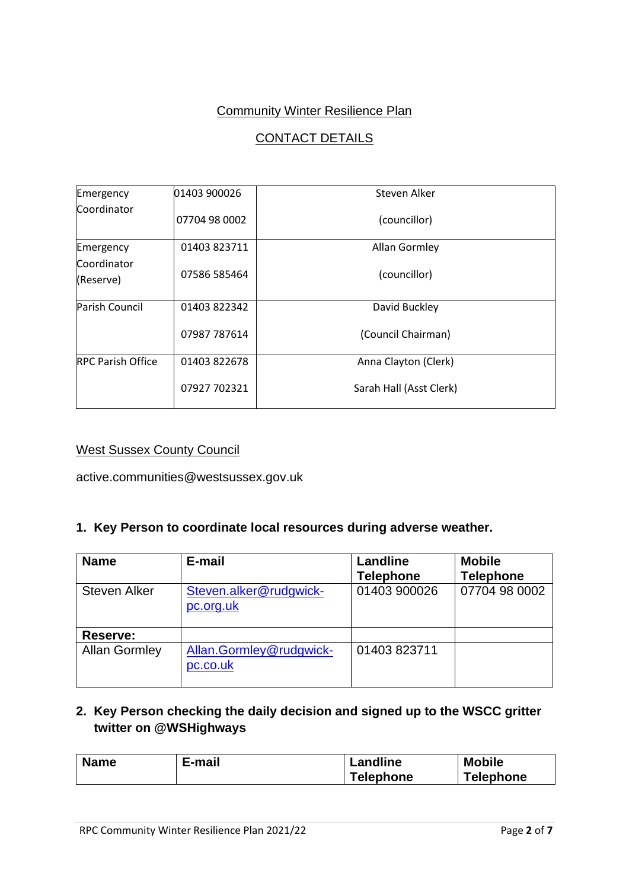## Community Winter Resilience Plan

## CONTACT DETAILS

| | | |
|---|---|---|
| Emergency Coordinator | 01403 900026<br><br>07704 98 0002 | Steven Alker<br><br>(councillor) |
| Emergency Coordinator (Reserve) | 01403 823711<br><br>07586 585464 | Allan Gormley<br><br>(councillor) |
| Parish Council | 01403 822342<br><br>07987 787614 | David Buckley<br><br>(Council Chairman) |
| RPC Parish Office | 01403 822678<br><br>07927 702321 | Anna Clayton (Clerk)<br><br>Sarah Hall (Asst Clerk) |

West Sussex County Council

active.communities@westsussex.gov.uk

### 1. Key Person to coordinate local resources during adverse weather.

| Name | E-mail | Landline Telephone | Mobile Telephone |
|---|---|---|---|
| Steven Alker | Steven.alker@rudgwick-pc.org.uk | 01403 900026 | 07704 98 0002 |
| **Reserve:** | | | |
| Allan Gormley | Allan.Gormley@rudgwick-pc.co.uk | 01403 823711 | |

### 2. Key Person checking the daily decision and signed up to the WSCC gritter twitter on @WSHighways

| Name | E-mail | Landline Telephone | Mobile Telephone |
|---|---|---|---|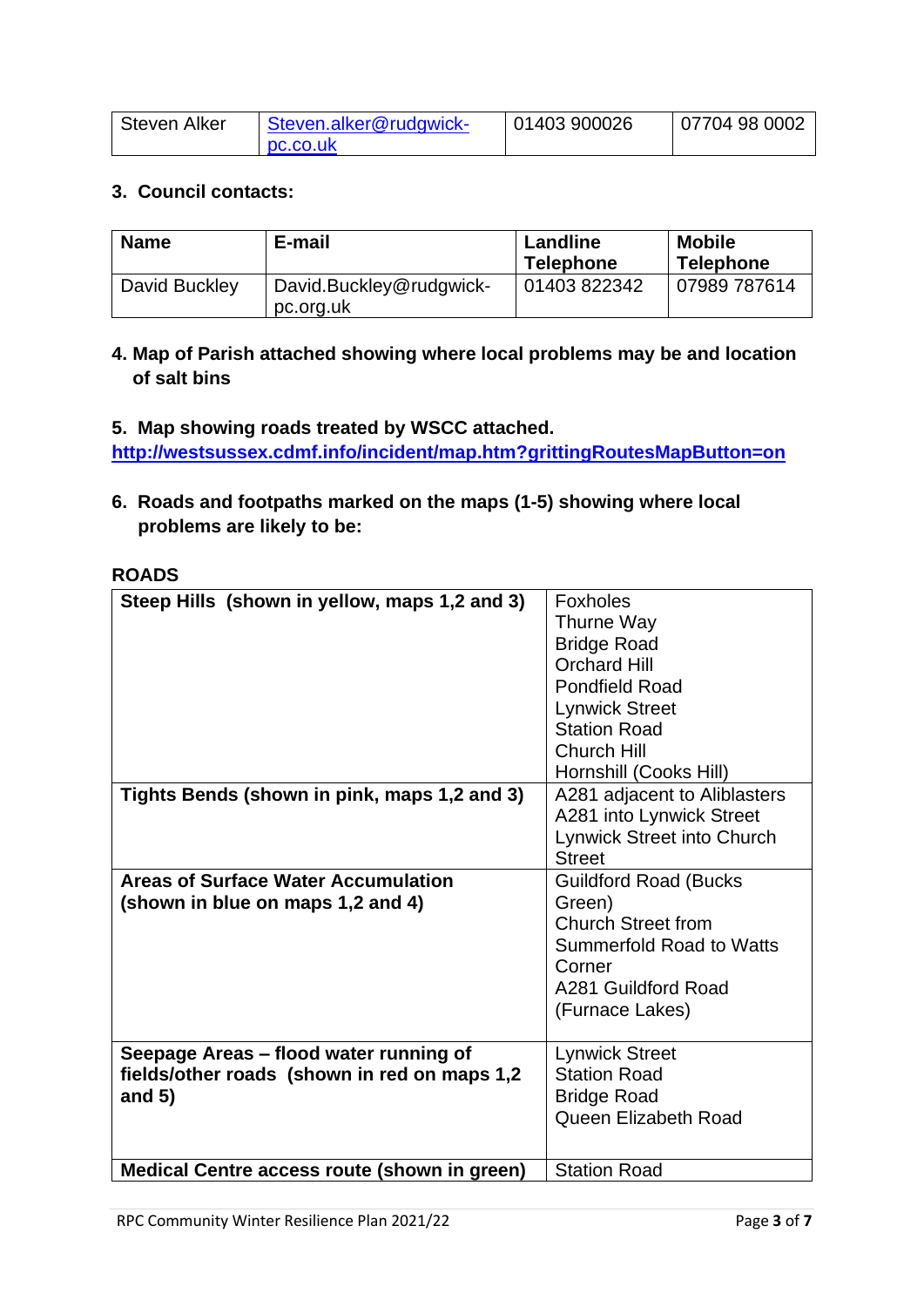| | | | |
|---|---|---|---|
| Steven Alker | Steven.alker@rudgwick-pc.co.uk | 01403 900026 | 07704 98 0002 |

**3. Council contacts:**

| Name | E-mail | Landline Telephone | Mobile Telephone |
|---|---|---|---|
| David Buckley | David.Buckley@rudgwick-pc.org.uk | 01403 822342 | 07989 787614 |

**4. Map of Parish attached showing where local problems may be and location of salt bins**

**5. Map showing roads treated by WSCC attached.**
**http://westsussex.cdmf.info/incident/map.htm?grittingRoutesMapButton=on**

**6. Roads and footpaths marked on the maps (1-5) showing where local problems are likely to be:**

**ROADS**

| | |
|---|---|
| **Steep Hills (shown in yellow, maps 1,2 and 3)** | Foxholes<br>Thurne Way<br>Bridge Road<br>Orchard Hill<br>Pondfield Road<br>Lynwick Street<br>Station Road<br>Church Hill<br>Hornshill (Cooks Hill) |
| **Tights Bends (shown in pink, maps 1,2 and 3)** | A281 adjacent to Aliblasters<br>A281 into Lynwick Street<br>Lynwick Street into Church Street |
| **Areas of Surface Water Accumulation (shown in blue on maps 1,2 and 4)** | Guildford Road (Bucks Green)<br>Church Street from Summerfold Road to Watts Corner<br>A281 Guildford Road (Furnace Lakes) |
| **Seepage Areas – flood water running of fields/other roads (shown in red on maps 1,2 and 5)** | Lynwick Street<br>Station Road<br>Bridge Road<br>Queen Elizabeth Road |
| **Medical Centre access route (shown in green)** | Station Road |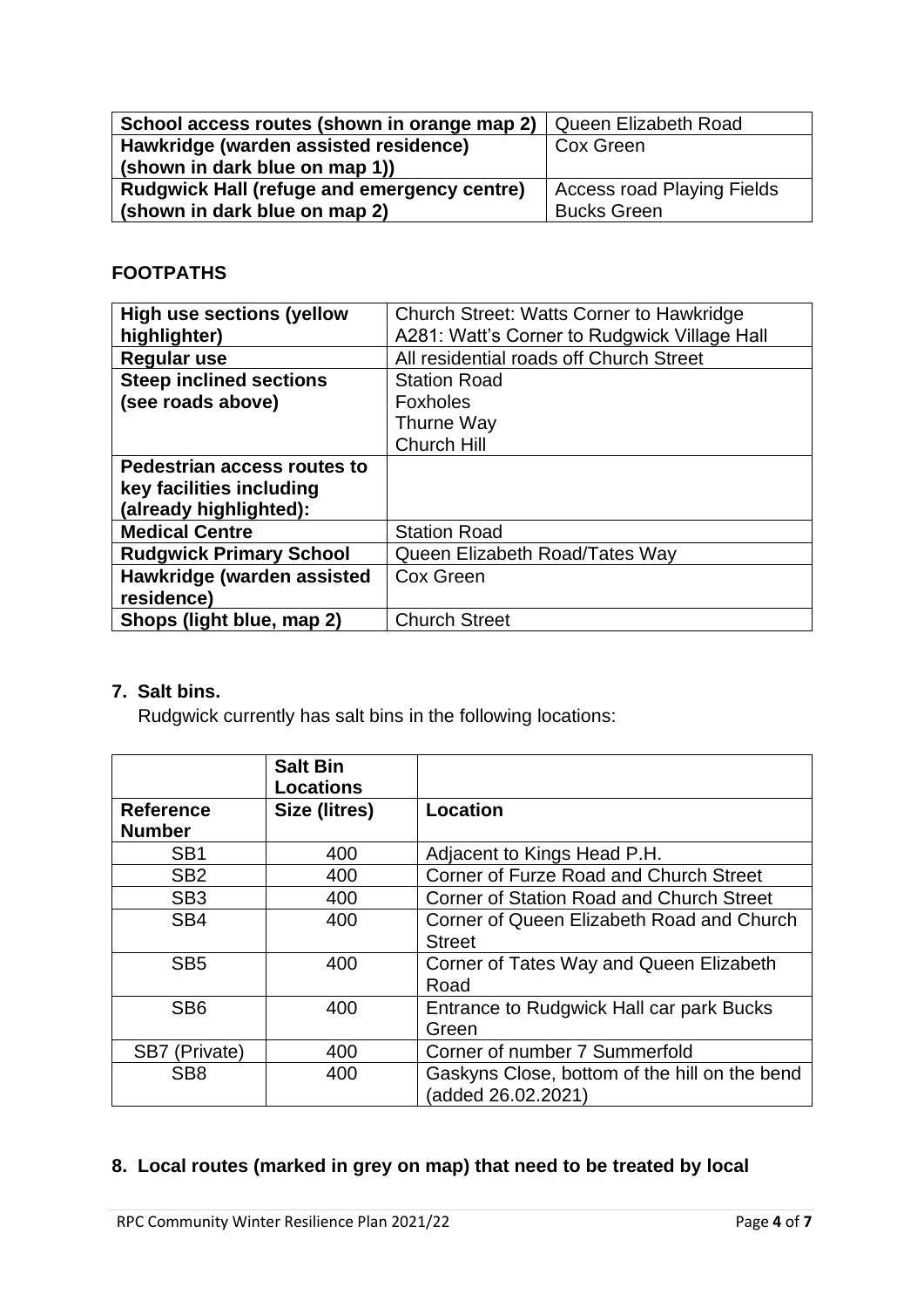| | |
|---|---|
| **School access routes (shown in orange map 2)** | Queen Elizabeth Road |
| **Hawkridge (warden assisted residence) (shown in dark blue on map 1))** | Cox Green |
| **Rudgwick Hall (refuge and emergency centre) (shown in dark blue on map 2)** | Access road Playing Fields Bucks Green |

## FOOTPATHS

| | |
|---|---|
| **High use sections (yellow highlighter)** | Church Street: Watts Corner to Hawkridge<br>A281: Watt's Corner to Rudgwick Village Hall |
| **Regular use** | All residential roads off Church Street |
| **Steep inclined sections (see roads above)** | Station Road<br>Foxholes<br>Thurne Way<br>Church Hill |
| **Pedestrian access routes to key facilities including (already highlighted):** | |
| **Medical Centre** | Station Road |
| **Rudgwick Primary School** | Queen Elizabeth Road/Tates Way |
| **Hawkridge (warden assisted residence)** | Cox Green |
| **Shops (light blue, map 2)** | Church Street |

## 7. Salt bins.

Rudgwick currently has salt bins in the following locations:

| | **Salt Bin Locations** | |
|---|---|---|
| **Reference Number** | **Size (litres)** | **Location** |
| SB1 | 400 | Adjacent to Kings Head P.H. |
| SB2 | 400 | Corner of Furze Road and Church Street |
| SB3 | 400 | Corner of Station Road and Church Street |
| SB4 | 400 | Corner of Queen Elizabeth Road and Church Street |
| SB5 | 400 | Corner of Tates Way and Queen Elizabeth Road |
| SB6 | 400 | Entrance to Rudgwick Hall car park Bucks Green |
| SB7 (Private) | 400 | Corner of number 7 Summerfold |
| SB8 | 400 | Gaskyns Close, bottom of the hill on the bend (added 26.02.2021) |

## 8. Local routes (marked in grey on map) that need to be treated by local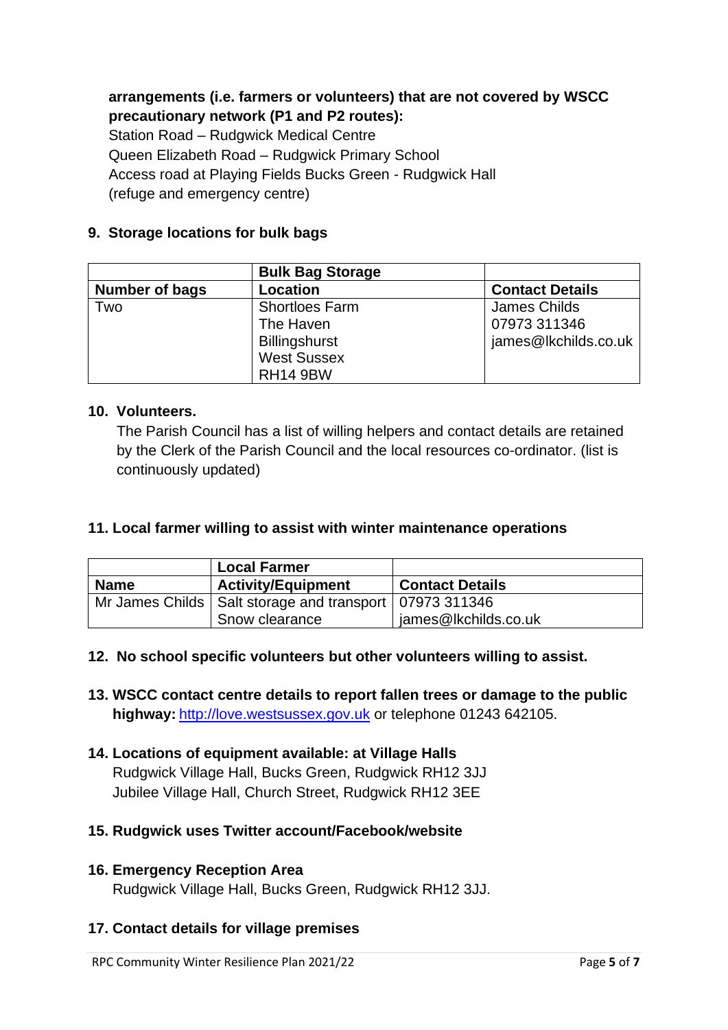**arrangements (i.e. farmers or volunteers) that are not covered by WSCC precautionary network (P1 and P2 routes):**

Station Road – Rudgwick Medical Centre
Queen Elizabeth Road – Rudgwick Primary School
Access road at Playing Fields Bucks Green - Rudgwick Hall
(refuge and emergency centre)

## 9. Storage locations for bulk bags

| | Bulk Bag Storage | |
|---|---|---|
| **Number of bags** | **Location** | **Contact Details** |
| Two | Shortloes Farm<br>The Haven<br>Billingshurst<br>West Sussex<br>RH14 9BW | James Childs<br>07973 311346<br>james@lkchilds.co.uk |

## 10. Volunteers.

The Parish Council has a list of willing helpers and contact details are retained by the Clerk of the Parish Council and the local resources co-ordinator. (list is continuously updated)

## 11. Local farmer willing to assist with winter maintenance operations

| | Local Farmer | |
|---|---|---|
| **Name** | **Activity/Equipment** | **Contact Details** |
| Mr James Childs | Salt storage and transport<br>Snow clearance | 07973 311346<br>james@lkchilds.co.uk |

## 12. No school specific volunteers but other volunteers willing to assist.

## 13. WSCC contact centre details to report fallen trees or damage to the public highway: http://love.westsussex.gov.uk or telephone 01243 642105.

## 14. Locations of equipment available: at Village Halls

Rudgwick Village Hall, Bucks Green, Rudgwick RH12 3JJ
Jubilee Village Hall, Church Street, Rudgwick RH12 3EE

## 15. Rudgwick uses Twitter account/Facebook/website

## 16. Emergency Reception Area

Rudgwick Village Hall, Bucks Green, Rudgwick RH12 3JJ.

## 17. Contact details for village premises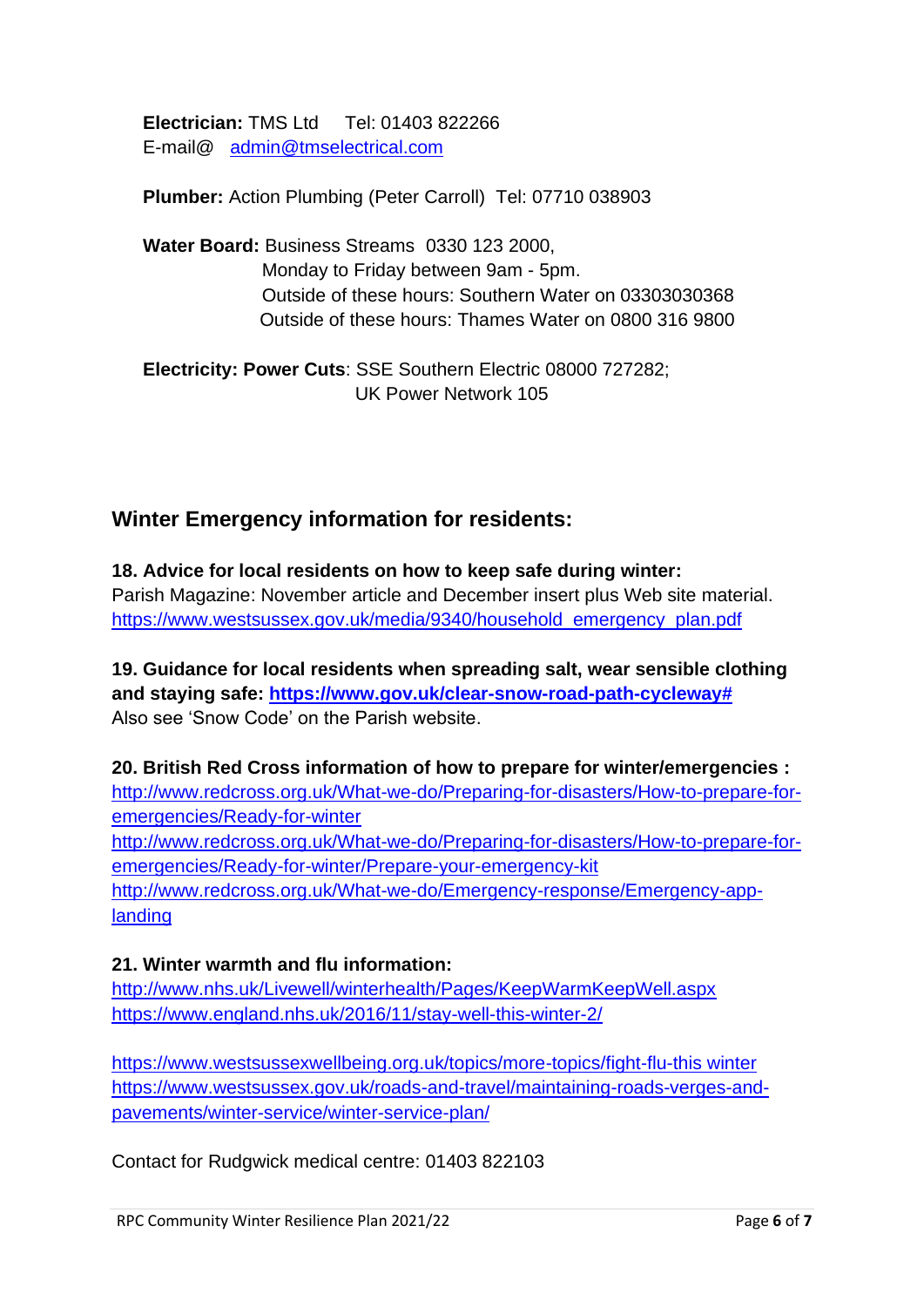**Electrician:** TMS Ltd Tel: 01403 822266
E-mail@ admin@tmselectrical.com

**Plumber:** Action Plumbing (Peter Carroll) Tel: 07710 038903

**Water Board:** Business Streams 0330 123 2000,
Monday to Friday between 9am - 5pm.
Outside of these hours: Southern Water on 03303030368
Outside of these hours: Thames Water on 0800 316 9800

**Electricity: Power Cuts**: SSE Southern Electric 08000 727282;
UK Power Network 105

## Winter Emergency information for residents:

**18. Advice for local residents on how to keep safe during winter:**
Parish Magazine: November article and December insert plus Web site material.
https://www.westsussex.gov.uk/media/9340/household_emergency_plan.pdf

**19. Guidance for local residents when spreading salt, wear sensible clothing and staying safe: https://www.gov.uk/clear-snow-road-path-cycleway#**
Also see 'Snow Code' on the Parish website.

**20. British Red Cross information of how to prepare for winter/emergencies :**
http://www.redcross.org.uk/What-we-do/Preparing-for-disasters/How-to-prepare-for-emergencies/Ready-for-winter
http://www.redcross.org.uk/What-we-do/Preparing-for-disasters/How-to-prepare-for-emergencies/Ready-for-winter/Prepare-your-emergency-kit
http://www.redcross.org.uk/What-we-do/Emergency-response/Emergency-app-landing

**21. Winter warmth and flu information:**
http://www.nhs.uk/Livewell/winterhealth/Pages/KeepWarmKeepWell.aspx
https://www.england.nhs.uk/2016/11/stay-well-this-winter-2/

https://www.westsussexwellbeing.org.uk/topics/more-topics/fight-flu-this winter
https://www.westsussex.gov.uk/roads-and-travel/maintaining-roads-verges-and-pavements/winter-service/winter-service-plan/

Contact for Rudgwick medical centre: 01403 822103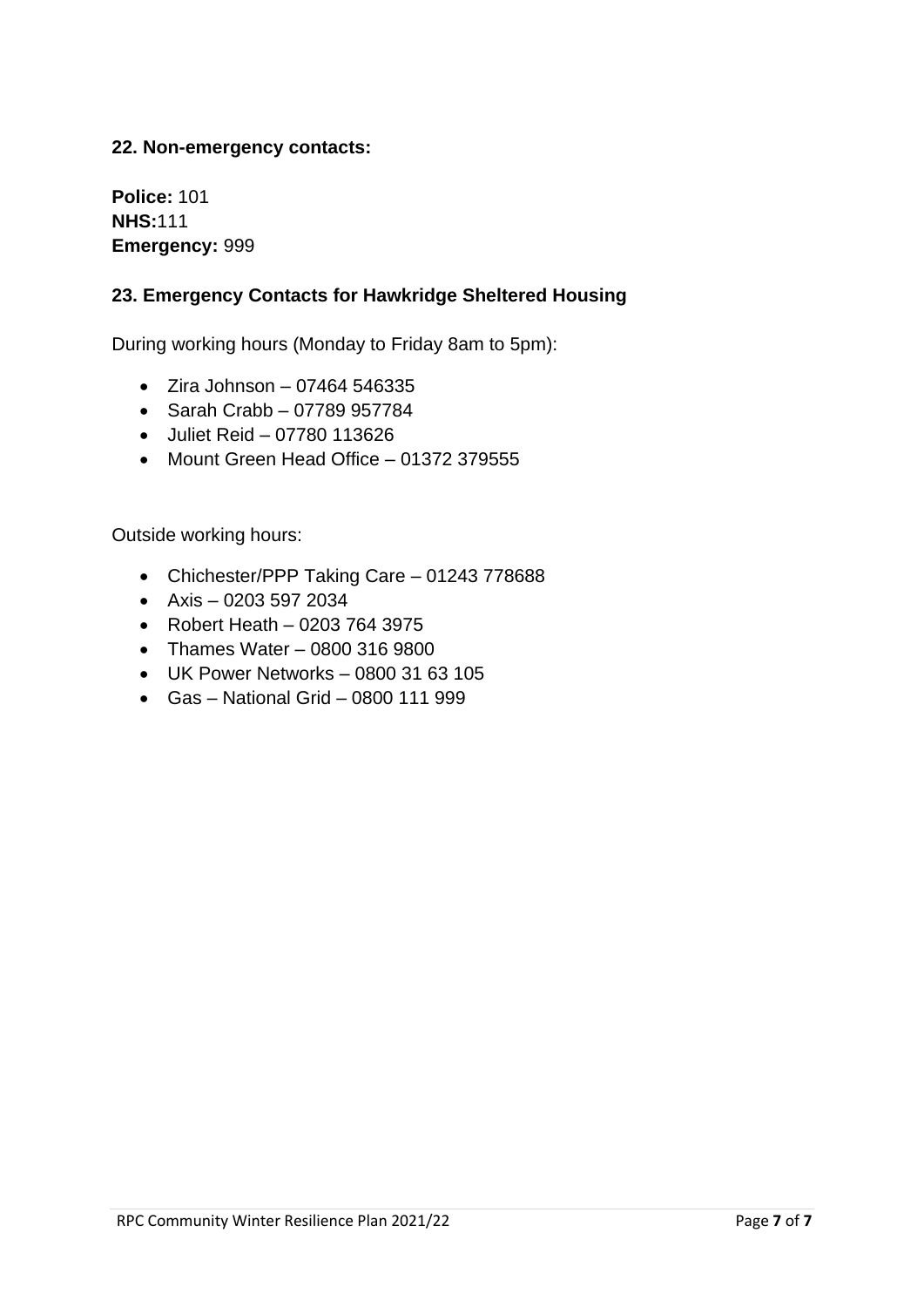### 22. Non-emergency contacts:

**Police:** 101
**NHS:**111
**Emergency:** 999

### 23. Emergency Contacts for Hawkridge Sheltered Housing

During working hours (Monday to Friday 8am to 5pm):

- Zira Johnson – 07464 546335
- Sarah Crabb – 07789 957784
- Juliet Reid – 07780 113626
- Mount Green Head Office – 01372 379555

Outside working hours:

- Chichester/PPP Taking Care – 01243 778688
- Axis – 0203 597 2034
- Robert Heath – 0203 764 3975
- Thames Water – 0800 316 9800
- UK Power Networks – 0800 31 63 105
- Gas – National Grid – 0800 111 999